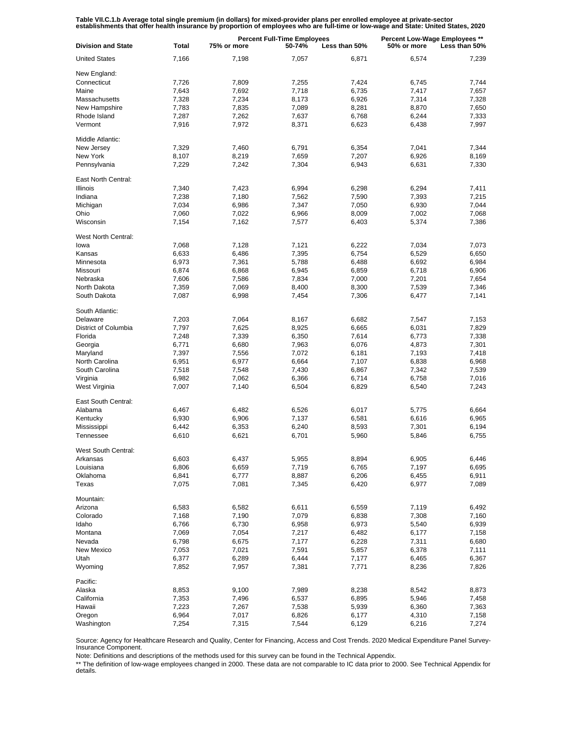**Table VII.C.1.b Average total single premium (in dollars) for mixed-provider plans per enrolled employee at private-sector establishments that offer health insurance by proportion of employees who are full-time or low-wage and State: United States, 2020**

| Division and State | Total | Percent Full-Time Employees | | | Percent Low-Wage Employees ** | |
|---|---|---|---|---|---|---|
| | | 75% or more | 50-74% | Less than 50% | 50% or more | Less than 50% |
| United States | 7,166 | 7,198 | 7,057 | 6,871 | 6,574 | 7,239 |
| New England: | | | | | | |
| Connecticut | 7,726 | 7,809 | 7,255 | 7,424 | 6,745 | 7,744 |
| Maine | 7,643 | 7,692 | 7,718 | 6,735 | 7,417 | 7,657 |
| Massachusetts | 7,328 | 7,234 | 8,173 | 6,926 | 7,314 | 7,328 |
| New Hampshire | 7,783 | 7,835 | 7,089 | 8,281 | 8,870 | 7,650 |
| Rhode Island | 7,287 | 7,262 | 7,637 | 6,768 | 6,244 | 7,333 |
| Vermont | 7,916 | 7,972 | 8,371 | 6,623 | 6,438 | 7,997 |
| Middle Atlantic: | | | | | | |
| New Jersey | 7,329 | 7,460 | 6,791 | 6,354 | 7,041 | 7,344 |
| New York | 8,107 | 8,219 | 7,659 | 7,207 | 6,926 | 8,169 |
| Pennsylvania | 7,229 | 7,242 | 7,304 | 6,943 | 6,631 | 7,330 |
| East North Central: | | | | | | |
| Illinois | 7,340 | 7,423 | 6,994 | 6,298 | 6,294 | 7,411 |
| Indiana | 7,238 | 7,180 | 7,562 | 7,590 | 7,393 | 7,215 |
| Michigan | 7,034 | 6,986 | 7,347 | 7,050 | 6,930 | 7,044 |
| Ohio | 7,060 | 7,022 | 6,966 | 8,009 | 7,002 | 7,068 |
| Wisconsin | 7,154 | 7,162 | 7,577 | 6,403 | 5,374 | 7,386 |
| West North Central: | | | | | | |
| Iowa | 7,068 | 7,128 | 7,121 | 6,222 | 7,034 | 7,073 |
| Kansas | 6,633 | 6,486 | 7,395 | 6,754 | 6,529 | 6,650 |
| Minnesota | 6,973 | 7,361 | 5,788 | 6,488 | 6,692 | 6,984 |
| Missouri | 6,874 | 6,868 | 6,945 | 6,859 | 6,718 | 6,906 |
| Nebraska | 7,606 | 7,586 | 7,834 | 7,000 | 7,201 | 7,654 |
| North Dakota | 7,359 | 7,069 | 8,400 | 8,300 | 7,539 | 7,346 |
| South Dakota | 7,087 | 6,998 | 7,454 | 7,306 | 6,477 | 7,141 |
| South Atlantic: | | | | | | |
| Delaware | 7,203 | 7,064 | 8,167 | 6,682 | 7,547 | 7,153 |
| District of Columbia | 7,797 | 7,625 | 8,925 | 6,665 | 6,031 | 7,829 |
| Florida | 7,248 | 7,339 | 6,350 | 7,614 | 6,773 | 7,338 |
| Georgia | 6,771 | 6,680 | 7,963 | 6,076 | 4,873 | 7,301 |
| Maryland | 7,397 | 7,556 | 7,072 | 6,181 | 7,193 | 7,418 |
| North Carolina | 6,951 | 6,977 | 6,664 | 7,107 | 6,838 | 6,968 |
| South Carolina | 7,518 | 7,548 | 7,430 | 6,867 | 7,342 | 7,539 |
| Virginia | 6,982 | 7,062 | 6,366 | 6,714 | 6,758 | 7,016 |
| West Virginia | 7,007 | 7,140 | 6,504 | 6,829 | 6,540 | 7,243 |
| East South Central: | | | | | | |
| Alabama | 6,467 | 6,482 | 6,526 | 6,017 | 5,775 | 6,664 |
| Kentucky | 6,930 | 6,906 | 7,137 | 6,581 | 6,616 | 6,965 |
| Mississippi | 6,442 | 6,353 | 6,240 | 8,593 | 7,301 | 6,194 |
| Tennessee | 6,610 | 6,621 | 6,701 | 5,960 | 5,846 | 6,755 |
| West South Central: | | | | | | |
| Arkansas | 6,603 | 6,437 | 5,955 | 8,894 | 6,905 | 6,446 |
| Louisiana | 6,806 | 6,659 | 7,719 | 6,765 | 7,197 | 6,695 |
| Oklahoma | 6,841 | 6,777 | 8,887 | 6,206 | 6,455 | 6,911 |
| Texas | 7,075 | 7,081 | 7,345 | 6,420 | 6,977 | 7,089 |
| Mountain: | | | | | | |
| Arizona | 6,583 | 6,582 | 6,611 | 6,559 | 7,119 | 6,492 |
| Colorado | 7,168 | 7,190 | 7,079 | 6,838 | 7,308 | 7,160 |
| Idaho | 6,766 | 6,730 | 6,958 | 6,973 | 5,540 | 6,939 |
| Montana | 7,069 | 7,054 | 7,217 | 6,482 | 6,177 | 7,158 |
| Nevada | 6,798 | 6,675 | 7,177 | 6,228 | 7,311 | 6,680 |
| New Mexico | 7,053 | 7,021 | 7,591 | 5,857 | 6,378 | 7,111 |
| Utah | 6,377 | 6,289 | 6,444 | 7,177 | 6,465 | 6,367 |
| Wyoming | 7,852 | 7,957 | 7,381 | 7,771 | 8,236 | 7,826 |
| Pacific: | | | | | | |
| Alaska | 8,853 | 9,100 | 7,989 | 8,238 | 8,542 | 8,873 |
| California | 7,353 | 7,496 | 6,537 | 6,895 | 5,946 | 7,458 |
| Hawaii | 7,223 | 7,267 | 7,538 | 5,939 | 6,360 | 7,363 |
| Oregon | 6,964 | 7,017 | 6,826 | 6,177 | 4,310 | 7,158 |
| Washington | 7,254 | 7,315 | 7,544 | 6,129 | 6,216 | 7,274 |

Source: Agency for Healthcare Research and Quality, Center for Financing, Access and Cost Trends. 2020 Medical Expenditure Panel Survey-Insurance Component.

Note: Definitions and descriptions of the methods used for this survey can be found in the Technical Appendix.

** The definition of low-wage employees changed in 2000. These data are not comparable to IC data prior to 2000. See Technical Appendix for details.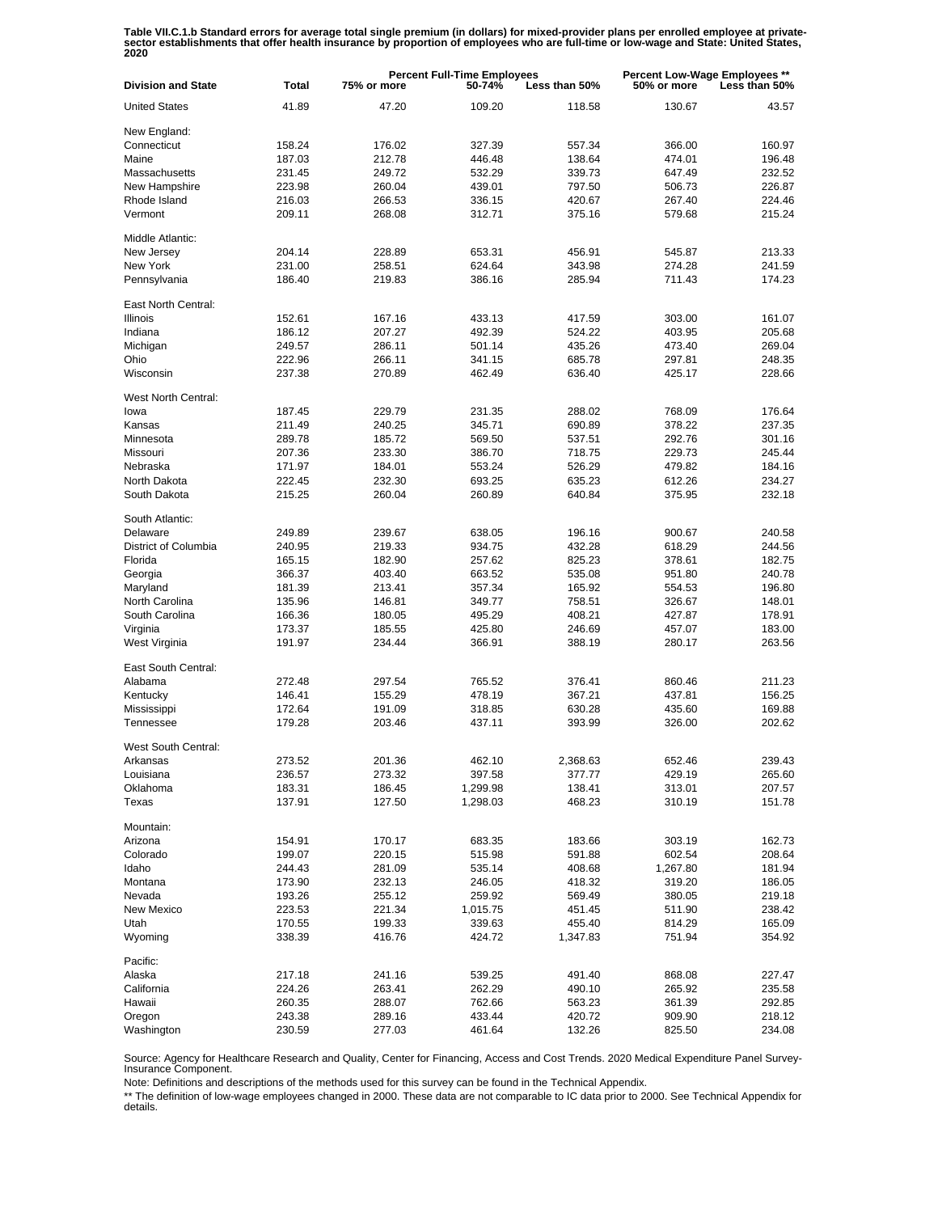**Table VII.C.1.b Standard errors for average total single premium (in dollars) for mixed-provider plans per enrolled employee at private-sector establishments that offer health insurance by proportion of employees who are full-time or low-wage and State: United States, 2020**

| Division and State | Total | Percent Full-Time Employees 75% or more | 50-74% | Less than 50% | Percent Low-Wage Employees ** 50% or more | Less than 50% |
|---|---|---|---|---|---|---|
| United States | 41.89 | 47.20 | 109.20 | 118.58 | 130.67 | 43.57 |
| New England: | | | | | | |
| Connecticut | 158.24 | 176.02 | 327.39 | 557.34 | 366.00 | 160.97 |
| Maine | 187.03 | 212.78 | 446.48 | 138.64 | 474.01 | 196.48 |
| Massachusetts | 231.45 | 249.72 | 532.29 | 339.73 | 647.49 | 232.52 |
| New Hampshire | 223.98 | 260.04 | 439.01 | 797.50 | 506.73 | 226.87 |
| Rhode Island | 216.03 | 266.53 | 336.15 | 420.67 | 267.40 | 224.46 |
| Vermont | 209.11 | 268.08 | 312.71 | 375.16 | 579.68 | 215.24 |
| Middle Atlantic: | | | | | | |
| New Jersey | 204.14 | 228.89 | 653.31 | 456.91 | 545.87 | 213.33 |
| New York | 231.00 | 258.51 | 624.64 | 343.98 | 274.28 | 241.59 |
| Pennsylvania | 186.40 | 219.83 | 386.16 | 285.94 | 711.43 | 174.23 |
| East North Central: | | | | | | |
| Illinois | 152.61 | 167.16 | 433.13 | 417.59 | 303.00 | 161.07 |
| Indiana | 186.12 | 207.27 | 492.39 | 524.22 | 403.95 | 205.68 |
| Michigan | 249.57 | 286.11 | 501.14 | 435.26 | 473.40 | 269.04 |
| Ohio | 222.96 | 266.11 | 341.15 | 685.78 | 297.81 | 248.35 |
| Wisconsin | 237.38 | 270.89 | 462.49 | 636.40 | 425.17 | 228.66 |
| West North Central: | | | | | | |
| Iowa | 187.45 | 229.79 | 231.35 | 288.02 | 768.09 | 176.64 |
| Kansas | 211.49 | 240.25 | 345.71 | 690.89 | 378.22 | 237.35 |
| Minnesota | 289.78 | 185.72 | 569.50 | 537.51 | 292.76 | 301.16 |
| Missouri | 207.36 | 233.30 | 386.70 | 718.75 | 229.73 | 245.44 |
| Nebraska | 171.97 | 184.01 | 553.24 | 526.29 | 479.82 | 184.16 |
| North Dakota | 222.45 | 232.30 | 693.25 | 635.23 | 612.26 | 234.27 |
| South Dakota | 215.25 | 260.04 | 260.89 | 640.84 | 375.95 | 232.18 |
| South Atlantic: | | | | | | |
| Delaware | 249.89 | 239.67 | 638.05 | 196.16 | 900.67 | 240.58 |
| District of Columbia | 240.95 | 219.33 | 934.75 | 432.28 | 618.29 | 244.56 |
| Florida | 165.15 | 182.90 | 257.62 | 825.23 | 378.61 | 182.75 |
| Georgia | 366.37 | 403.40 | 663.52 | 535.08 | 951.80 | 240.78 |
| Maryland | 181.39 | 213.41 | 357.34 | 165.92 | 554.53 | 196.80 |
| North Carolina | 135.96 | 146.81 | 349.77 | 758.51 | 326.67 | 148.01 |
| South Carolina | 166.36 | 180.05 | 495.29 | 408.21 | 427.87 | 178.91 |
| Virginia | 173.37 | 185.55 | 425.80 | 246.69 | 457.07 | 183.00 |
| West Virginia | 191.97 | 234.44 | 366.91 | 388.19 | 280.17 | 263.56 |
| East South Central: | | | | | | |
| Alabama | 272.48 | 297.54 | 765.52 | 376.41 | 860.46 | 211.23 |
| Kentucky | 146.41 | 155.29 | 478.19 | 367.21 | 437.81 | 156.25 |
| Mississippi | 172.64 | 191.09 | 318.85 | 630.28 | 435.60 | 169.88 |
| Tennessee | 179.28 | 203.46 | 437.11 | 393.99 | 326.00 | 202.62 |
| West South Central: | | | | | | |
| Arkansas | 273.52 | 201.36 | 462.10 | 2,368.63 | 652.46 | 239.43 |
| Louisiana | 236.57 | 273.32 | 397.58 | 377.77 | 429.19 | 265.60 |
| Oklahoma | 183.31 | 186.45 | 1,299.98 | 138.41 | 313.01 | 207.57 |
| Texas | 137.91 | 127.50 | 1,298.03 | 468.23 | 310.19 | 151.78 |
| Mountain: | | | | | | |
| Arizona | 154.91 | 170.17 | 683.35 | 183.66 | 303.19 | 162.73 |
| Colorado | 199.07 | 220.15 | 515.98 | 591.88 | 602.54 | 208.64 |
| Idaho | 244.43 | 281.09 | 535.14 | 408.68 | 1,267.80 | 181.94 |
| Montana | 173.90 | 232.13 | 246.05 | 418.32 | 319.20 | 186.05 |
| Nevada | 193.26 | 255.12 | 259.92 | 569.49 | 380.05 | 219.18 |
| New Mexico | 223.53 | 221.34 | 1,015.75 | 451.45 | 511.90 | 238.42 |
| Utah | 170.55 | 199.33 | 339.63 | 455.40 | 814.29 | 165.09 |
| Wyoming | 338.39 | 416.76 | 424.72 | 1,347.83 | 751.94 | 354.92 |
| Pacific: | | | | | | |
| Alaska | 217.18 | 241.16 | 539.25 | 491.40 | 868.08 | 227.47 |
| California | 224.26 | 263.41 | 262.29 | 490.10 | 265.92 | 235.58 |
| Hawaii | 260.35 | 288.07 | 762.66 | 563.23 | 361.39 | 292.85 |
| Oregon | 243.38 | 289.16 | 433.44 | 420.72 | 909.90 | 218.12 |
| Washington | 230.59 | 277.03 | 461.64 | 132.26 | 825.50 | 234.08 |

Source: Agency for Healthcare Research and Quality, Center for Financing, Access and Cost Trends. 2020 Medical Expenditure Panel Survey-Insurance Component.

Note: Definitions and descriptions of the methods used for this survey can be found in the Technical Appendix.

** The definition of low-wage employees changed in 2000. These data are not comparable to IC data prior to 2000. See Technical Appendix for details.